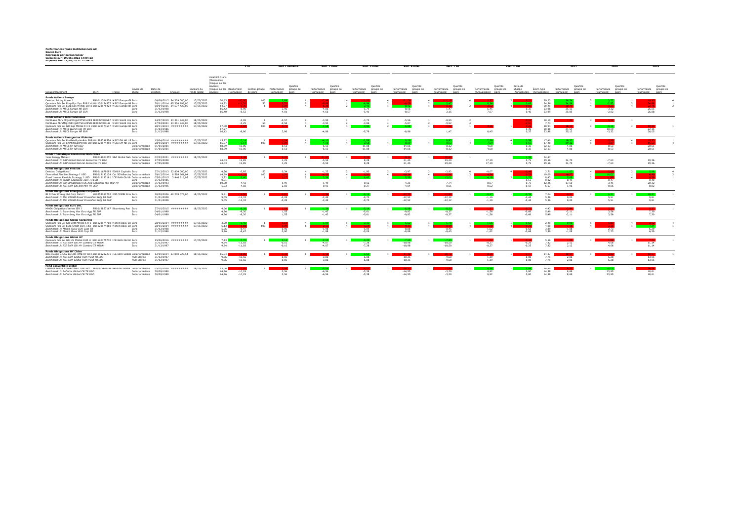**Performances fonds Institutionnels AD**
**Devise Euro**
**Regrouper par:personnaliser**
**Calculés sur: 19/05/2022 17:04:23**
**Exportés sur: 19/05/2022 17:04:27**

| Groupe/Placement | ISIN | Indice | Devise de libellé | Date de création | Encours | Encours du fonds (date) | Volatilité 3 ans (Mensuelle) (Risque sur les devises) | YTD Rendement (Cumulées) | YTD Centile groupe de pairs | Perf 1 semaine Performance (Cumulées) | Perf 1 semaine Quartile groupe de pairs | Perf 1 mois Performance (Cumulées) | Perf 1 mois Quartile groupe de pairs | Perf 3 mois Performance (Cumulées) | Perf 3 mois Quartile groupe de pairs | Perf 6 mois Performance (Cumulées) | Perf 6 mois Quartile groupe de pairs | Perf 1 an Performance (Cumulées) | Perf 1 an Quartile groupe de pairs | Perf 3 ans Performance (Annualisées) | Perf 3 ans Quartile groupe de pairs | Perf 3 ans Ratio de Sharpe (Annualisées) | Perf 3 ans Écart-type (Annualisées) | 2021 Performance (Cumulées) | 2021 Quartile groupe de pairs | 2020 Performance (Cumulées) | 2020 Quartile groupe de pairs | 2019 Performance (Cumulées) | 2019 Quartile groupe de pairs |
|---|---|---|---|---|---|---|---|---|---|---|---|---|---|---|---|---|---|---|---|---|---|---|---|---|---|---|---|---|---|
| **Fonds Actions Europe** | | | | | | | | | | | | | | | | | | | | | | | | | | | | | |
| Delubac Pricing Power I | FR0011304229 | MSCI Europe Gr | Euro | 06/09/2012 | 54 339 000,00 | 17/05/2022 | 20,63 | | 100 | | 1 | | 4 | | 4 | | 4 | | 4 | | 2 | | 29,23 | 25,74 | 2 | | 1 | | 4 |
| Quoniam Fds Sel EuroEqs Dyn EUR I di | LU1120174377 | MSCI Europe NR | Euro | 28/11/2014 | 65 334 896,00 | 17/05/2022 | 18,22 | | 50 | | 2 | | 4 | | 2 | | 2 | | 1 | | 1 | | 24,56 | 26,36 | 1 | | 2 | | 1 |
| Quoniam Fds Sel Eurp Eqs MnRsk EUR I | LU1120175434 | MSCI Europe NR | Euro | 08/04/2015 | 24 577 429,00 | 17/05/2022 | 14,27 | | 1 | | 4 | | 1 | | 1 | | 1 | | 2 | | 4 | | 20,41 | | 4 | | 2 | | 2 |
| *Benchmark 1: MSCI Europe NR EUR* | | | Euro | 31/12/1998 | | | 16,42 | -8,90 | | 3,96 | | -4,86 | | -5,76 | | -8,96 | | 1,47 | | 6,45 | | 0,37 | 23,98 | 25,13 | | -3,32 | | 26,05 | |
| *Benchmark 2: MSCI Europe GR EUR* | | | Euro | 31/12/1998 | | | 16,40 | -8,52 | | 4,01 | | -4,66 | | -5,41 | | -8,57 | | 2,15 | | 7,07 | | 0,40 | 23,99 | 25,85 | | -2,82 | | 26,88 | |
| **Fonds Actions Internationales** | | | | | | | | | | | | | | | | | | | | | | | | | | | | | |
| MontLake Abrs MrgrArbtrgUCITSInstFdI | IE00BZ00X987 | MSCI World Hdg | Euro | 24/07/2019 | 53 361 848,00 | 18/05/2022 | | -5,09 | 1 | -0,57 | 2 | -3,90 | 1 | -3,72 | 1 | -5,66 | 1 | -8,95 | 2 | | | | 10,19 | | 4 | | 1 | | |
| MontLake Abrs MrgrArbtrgUCITSInstPldE | IE00BZ00X342 | MSCI World Hdg | Euro | 27/04/2021 | 53 361 848,00 | 18/05/2022 | | -5,29 | 50 | -0,58 | 4 | -3,94 | 2 | -3,86 | 4 | -5,87 | 2 | -9,92 | 4 | | | | 7,74 | | | | | | |
| Quoniam Fds Sel Glb Eqs MnRsk E H I di | LU1120174617 | MSCI Europe NR | Euro | 28/11/2014 | ######### | 17/05/2022 | 17,00 | | 100 | | 1 | -7,68 | 4 | -5,82 | 2 | -6,88 | 4 | | 1 | | 1 | | 18,94 | | 1 | | 4 | | 1 |
| *Benchmark 1: MSCI World Hdg PR EUR* | | | Euro | 31/03/1986 | | | 17,37 | | | | | | | | | | | | | | | | 20,88 | 23,54 | | 10,09 | | 22,15 | |
| *Benchmark 2: MSCI Europe PR EUR* | | | Euro | 31/12/1998 | | | 16,42 | -8,90 | | 3,96 | | -4,86 | | -5,79 | | -8,96 | | 1,47 | | 6,45 | | 0,37 | 23,98 | 25,13 | | -3,32 | | 26,05 | |
| **Fonds Actions Emergentes Globales** | | | | | | | | | | | | | | | | | | | | | | | | | | | | | |
| Quoniam Fds Sel EmMktsEqsMnRsk EUR | LU1395298554 | MSCI EM NR US | Euro | 15/04/2016 | ######### | 17/05/2022 | 15,77 | | 1 | | 4 | | 1 | | 1 | | 1 | | 1 | 7,90 | 4 | | 17,40 | 18,32 | 4 | | 4 | | 1 |
| Quoniam Fds Sel EmMktsEqsMnRsk EUR | LU1120174450 | MSCI EM NR US | Euro | 28/11/2014 | ######### | 17/05/2022 | 15,77 | | 100 | | 4 | | 4 | | 4 | | 4 | | 4 | 7,94 | 1 | | 17,40 | | 1 | | 1 | | 4 |
| *Benchmark 1: MSCI EM NR USD* | | | Dollar américain | 01/01/2001 | | | 18,59 | -10,06 | | 0,51 | | -6,13 | | -11,08 | | -14,06 | | -8,12 | | 4,68 | | 0,33 | 22,13 | 4,86 | | 8,53 | | 20,61 | |
| *Benchmark 2: MSCI EM NR USD* | | | Dollar américain | 01/01/2001 | | | 18,59 | -10,06 | | 0,51 | | -6,13 | | -11,08 | | -14,06 | | -8,12 | | 4,68 | | 0,33 | 22,13 | 4,86 | | 8,53 | | 20,61 | |
| **Fonds Thématique Ressources Naturelles** | | | | | | | | | | | | | | | | | | | | | | | | | | | | | |
| Ixios Energy Metals I | FR0014001BT0 | S&P Global Nat | Dollar américain | 02/03/2021 | ######### | 18/05/2022 | | | 1 | | 1 | | 1 | | 1 | | 1 | | 1 | | | | 34,47 | | | | | | |
| *Benchmark 1: S&P Global Natural Resources TR USD* | | | Dollar américain | 27/05/2008 | | | 24,03 | 19,85 | | 4,29 | | -5,59 | | 8,28 | | 21,45 | | 29,20 | | 17,19 | | 0,79 | 29,56 | 34,70 | | -7,63 | | 19,36 | |
| *Benchmark 2: S&P Global Natural Resources TR USD* | | | Dollar américain | 27/05/2008 | | | 24,03 | 19,85 | | 4,29 | | -5,59 | | 8,28 | | 21,45 | | 29,20 | | 17,19 | | 0,79 | 29,56 | 34,70 | | -7,63 | | 19,36 | |
| **Fonds Obligations Flexible** | | | | | | | | | | | | | | | | | | | | | | | | | | | | | |
| Delubac Obligations I | FR0011678093 | EONIA Capitalis | Euro | 27/12/2013 | 22 804 000,00 | 17/05/2022 | 4,36 | -3,85 | 50 | 0,34 | 4 | -1,23 | 2 | -1,80 | 2 | -3,97 | 2 | -2,92 | 4 | -0,07 | 4 | | 2,71 | | 4 | | 2 | | 4 |
| Diversified Flexible Strategy I USD | FR0012132124 | Cat 50%Barclay | Dollar américain | 29/12/2014 | $ 589 661,04 | 17/05/2022 | 14,39 | | 100 | | 1 | | 4 | | 4 | | 4 | | 2 | | 1 | | 19,00 | | 1 | | 1 | | 2 |
| Fixed Income Flexible Strategy I USD | FR0012132181 | ICE BofA Gbl Br | Dollar américain | 05/01/2015 | 3 946 516,93 | 17/05/2022 | 3,22 | | 1 | | 2 | | 1 | | 1 | | 1 | | 1 | | 2 | | 8,43 | | 4 | | 2 | | 1 |
| *Benchmark 1: EONIA Capitalisé Jour TR EUR* | | | Euro | 31/12/1996 | | | 0,01 | | | | | | | | | | | | | | | | 0,02 | -0,48 | | -0,47 | | -0,40 | |
| *Benchmark 2: Cat 50%Barclays US Agg TR&50%FTSE Wld TR* | | | Dollar américain | 31/12/1993 | | | 10,00 | -4,42 | | 1,99 | | -1,48 | | -0,12 | | -4,21 | | 7,74 | | 8,07 | | 0,73 | 12,26 | 17,60 | | 3,41 | | 20,32 | |
| *Benchmark 3: ICE BofA Gbl Brd Mkt TR USD* | | | Dollar américain | 31/12/1996 | | | 5,93 | -4,02 | | 2,03 | | 0,93 | | -0,27 | | -4,04 | | 0,61 | | 0,52 | | -0,09 | 6,67 | 1,96 | | -0,06 | | 8,82 | |
| **Fonds Obligations Emergentes Corporate** | | | | | | | | | | | | | | | | | | | | | | | | | | | | | |
| BI SICAV Emerg Mkt Corp Debt I | LU0253262702 | JPM CEMBI Broa | Euro | 28/09/2006 | 40 278 075,00 | 18/05/2022 | 9,81 | | 1 | | 1 | | 1 | | 1 | | 1 | | 1 | | 1 | | 7,04 | | 1 | | 1 | | 1 |
| *Benchmark 1: JPM CEMBI Broad Diversified Hdg TR EUR* | | | Euro | 31/01/2008 | | | 9,05 | -12,33 | | -0,28 | | -2,49 | | -9,70 | | -12,52 | | -12,12 | | -1,10 | | -0,45 | 5,36 | 0,00 | | 5,51 | | 9,81 | |
| *Benchmark 2: JPM CEMBI Broad Diversified Hdg TR EUR* | | | Euro | 31/01/2008 | | | 9,05 | -12,33 | | -0,28 | | -2,49 | | -9,70 | | -12,52 | | -12,12 | | -1,10 | | -0,45 | 5,36 | 0,00 | | 5,51 | | 9,81 | |
| **Fonds Obligations Euro Div.** | | | | | | | | | | | | | | | | | | | | | | | | | | | | | |
| MHGA Obligations Vertes ISR I | FR0012857167 | Bloomberg Pan | Euro | 27/10/2015 | ######### | 18/05/2022 | 4,66 | | 1 | | 1 | | 1 | | 1 | | 1 | | 1 | | 1 | | 4,43 | | 1 | | 1 | | 1 |
| *Benchmark 1: Bloomberg Pan Euro Agg TR EUR* | | | Euro | 04/01/1999 | | | 4,96 | -9,30 | | 1,55 | | -1,43 | | -5,61 | | -9,82 | | -8,37 | | -1,56 | | -0,66 | 5,49 | -2,11 | | 3,56 | | 7,20 | |
| *Benchmark 2: Bloomberg Pan Euro Agg TR EUR* | | | Euro | 04/01/1999 | | | 4,96 | -9,30 | | 1,55 | | -1,43 | | -5,61 | | -9,82 | | -8,37 | | -1,56 | | -0,66 | 5,49 | -2,11 | | 3,56 | | 7,20 | |
| **Fonds Obligations Global Corporate** | | | | | | | | | | | | | | | | | | | | | | | | | | | | | |
| Quoniam Fds Sel Glb Crdt MnRsk E H I | LU1120174708 | Markit iBoxx EU | Euro | 28/11/2014 | ######### | 17/05/2022 | 3,80 | | 1 | | 4 | | 1 | | 1 | | 1 | -5,79 | 1 | | 1 | | 3,41 | | 1 | | 4 | | 4 |
| Quoniam Fds Sel Euro Credit EUR I dis | LU1120174880 | Markit iBoxx EU | Euro | 28/11/2014 | ######### | 17/05/2022 | 6,13 | | 100 | | 1 | | 4 | | 4 | | 4 | | 4 | | 4 | | 4,00 | | 4 | | 4 | | 1 |
| *Benchmark 1: Markit iBoxx EUR Corp TR* | | | Euro | 31/12/1998 | | | 5,76 | -8,47 | | 0,90 | | -1,98 | | -5,09 | | -8,88 | | -8,45 | | -1,62 | | -0,68 | 3,89 | -1,08 | | 2,73 | | 6,29 | |
| *Benchmark 2: Markit iBoxx EUR Corp TR* | | | Euro | 31/12/1998 | | | 5,76 | -8,47 | | 0,90 | | -1,98 | | -5,09 | | -8,88 | | -8,45 | | -1,62 | | -0,68 | 3,89 | -1,08 | | 2,73 | | 6,29 | |
| **Fonds Obligations Global HY** | | | | | | | | | | | | | | | | | | | | | | | | | | | | | |
| Quoniam Fds Sel Glb HY MnRsk EUR H I | LU1120175770 | ICE BofA Gbl HY | Euro | 15/06/2016 | ######### | 17/05/2022 | 7,13 | | 1 | | 1 | | 1 | | 1 | | 1 | | 1 | | | | 5,56 | | 1 | | 1 | | 1 |
| *Benchmark 1: ICE BofA Gbl HY Constrnd TR HEUR* | | | Euro | 31/12/1997 | | | 9,84 | -11,03 | | -0,10 | | -4,07 | | -7,28 | | -10,98 | | -10,50 | | -0,27 | | -0,25 | 7,82 | 2,12 | | 4,66 | | 11,34 | |
| *Benchmark 2: ICE BofA Gbl HY Constrnd TR HEUR* | | | Euro | 31/12/1997 | | | 9,84 | -11,03 | | -0,10 | | -4,07 | | -7,28 | | -10,98 | | -10,50 | | -0,27 | | -0,25 | 7,82 | 2,12 | | 4,66 | | 11,34 | |
| **Fonds Obligations HY Chine** | | | | | | | | | | | | | | | | | | | | | | | | | | | | | |
| BDL (Lux) SICAV BDLRK RMB HY Bd I | LU1501282231 | ICE BofA Global | Dollar américain | 12/09/2016 | 33 950 225,54 | 18/05/2022 | 15,74 | | 1 | | 1 | | 1 | | 1 | | 1 | | 1 | | | | 14,17 | | | | 1 | | 1 |
| *Benchmark 1: ICE BofA Global High Yield TR LOC* | | | Multi devise | 31/12/1997 | | | 9,86 | -10,56 | | -0,05 | | -3,86 | | -6,88 | | -10,35 | | -9,60 | | 1,19 | | -0,08 | 7,71 | 2,96 | | 6,28 | | 13,95 | |
| *Benchmark 2: ICE BofA Global High Yield TR LOC* | | | Multi devise | 31/12/1997 | | | 9,86 | -10,56 | | -0,05 | | -3,86 | | -6,88 | | -10,35 | | -9,60 | | 1,19 | | -0,08 | 7,71 | 2,96 | | 6,28 | | 13,95 | |
| **Fond Convertible Global** | | | | | | | | | | | | | | | | | | | | | | | | | | | | | |
| Calamos Global Convertible I USD Acc | IE00B2NW8289 | Refinitiv Global | Dollar américain | 05/10/2009 | ######### | 18/05/2022 | 13,04 | | 1 | | 1 | | 1 | | 1 | | 1 | | 1 | | | | 14,60 | | | | 1 | | 1 |
| *Benchmark 1: Refinitiv Global CB TR USD* | | | Dollar américain | 30/09/1998 | | | 14,76 | -10,29 | | 0,54 | | -6,56 | | -5,38 | | -14,55 | | -3,20 | | 8,92 | | 0,80 | 14,58 | 8,69 | | 23,95 | | 18,61 | |
| *Benchmark 2: Refinitiv Global CB TR USD* | | | Dollar américain | 30/09/1998 | | | 14,76 | -10,29 | | 0,54 | | -6,56 | | -5,38 | | -14,55 | | -3,20 | | 8,92 | | 0,80 | 14,58 | 8,69 | | 23,95 | | 18,61 | |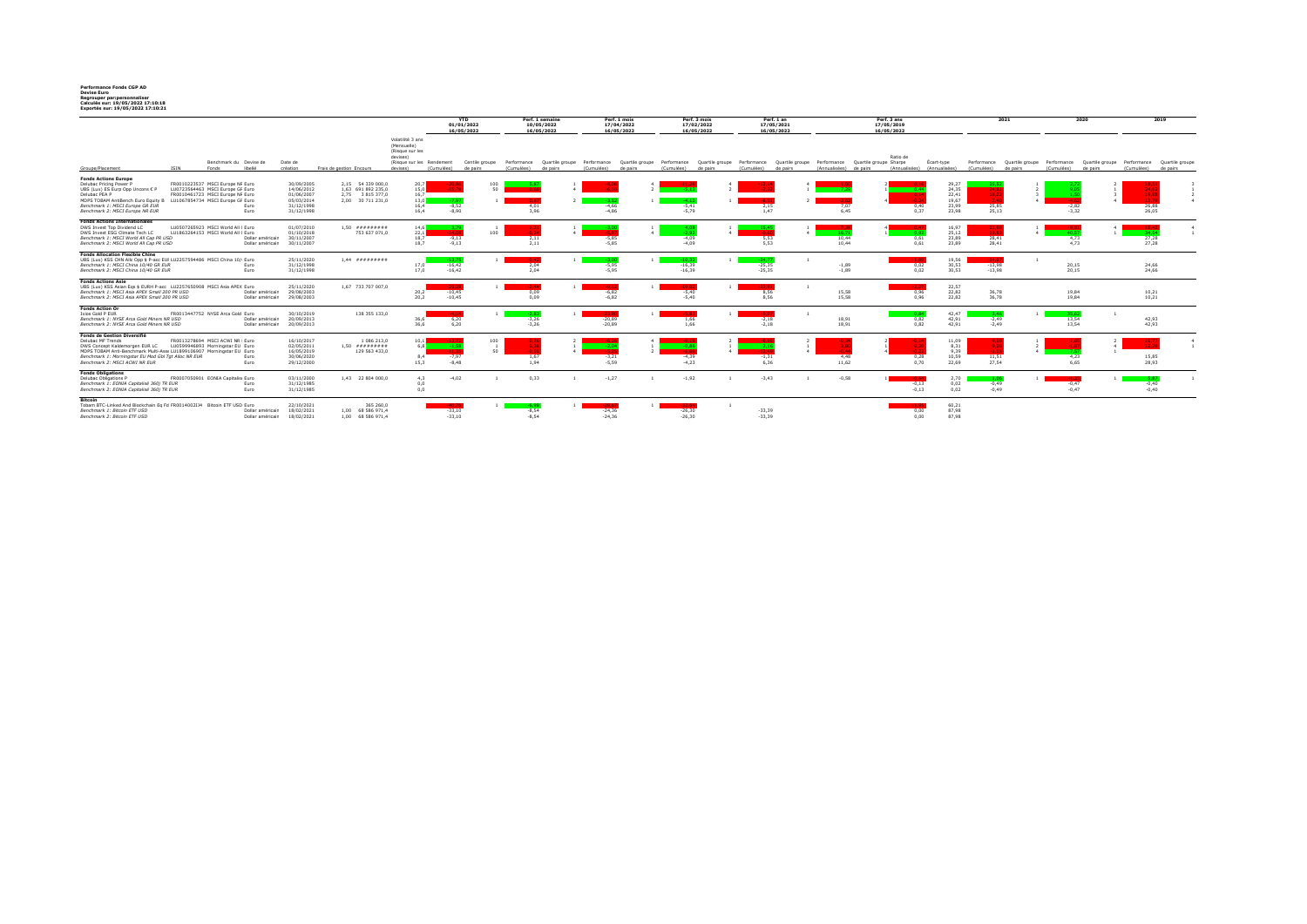**Performance Fonds CGP AD**
**Devise Euro**
**Regrouper par:personnaliser**
**Calculé sur: 19/05/2022 17:10:18**
**Exportée sur: 19/05/2022 17:10:21**

| Groupe/Placement | ISIN | Benchmark du Fonds | Devise de libellé | Date de création | Frais de gestion | Encours | Volatilité 3 ans (Mensuelle) (Risque sur les devises) (Risque sur les devises) | YTD 01/01/2022 16/05/2022 Rendement (Cumulées) | Centile groupe de pairs | Perf. 1 semaine 10/05/2022 16/05/2022 Performance (Cumulées) | Quartile groupe de pairs | Perf. 1 mois 17/04/2022 16/05/2022 Performance (Cumulées) | Quartile groupe de pairs | Perf. 3 mois 17/02/2022 16/05/2022 Performance (Cumulées) | Quartile groupe de pairs | Perf. 1 an 17/05/2021 16/05/2022 Performance (Cumulées) | Quartile groupe de pairs | Perf. 3 ans 17/05/2019 16/05/2022 Performance (Annualisées) | Quartile groupe de pairs | Ratio de Sharpe (Annualisées) | Écart-type (Annualisées) | 2021 Performance (Cumulées) | Quartile groupe de pairs | 2020 Performance (Cumulées) | Quartile groupe de pairs | 2019 Performance (Cumulées) | Quartile groupe de pairs |
|---|---|---|---|---|---|---|---|---|---|---|---|---|---|---|---|---|---|---|---|---|---|---|---|---|---|---|---|
| **Fonds Actions Europe** | | | | | | | | | | | | | | | | | | | | | | | | | | | |
| Delubac Pricing Power P | FR0010223537 | MSCI Europe NR Euro | Euro | 30/09/2005 | 2,15 | 54 339 000,0 | 20,7 | | 100 | 5,87 | 1 | | 4 | | 4 | | 4 | | 2 | | 29,27 | 25,52 | 1 | 2,72 | 2 | 18,02 | 3 |
| UBS (Lux) ES Euro Opp Unconstrained P | LU0723564463 | MSCI Europe GR Euro | Euro | 14/06/2012 | 1,63 | 691 892 235,0 | 15,0 | | 50 | | 4 | | 2 | -4,13 | 2 | | 1 | 7,45 | 1 | 0,44 | 24,35 | | 2 | 8,02 | 1 | 24,12 | 1 |
| Delubac PEA P | FR0010461723 | MSCI Europe NR Euro | Euro | 01/06/2007 | 2,75 | 3 815 377,0 | 16,7 | | | | | | | | | | | | | | 22,41 | | 3 | 1,00 | 3 | 17,08 | 2 |
| MDPS TOBAM AntiBench Euro Equity B | LU1067854734 | MSCI Europe GR Euro | Euro | 05/03/2014 | 2,00 | 30 711 231,0 | 13,0 | -7,97 | 1 | | 2 | -3,52 | 1 | -4,13 | 1 | | 2 | | 4 | | 19,67 | | 4 | | 4 | | 4 |
| *Benchmark 1: MSCI Europe GR EUR* | | | Euro | 31/12/1998 | | | 16,4 | -8,52 | | 4,01 | | -4,66 | | -5,41 | | 2,15 | | 7,07 | | 0,40 | 23,99 | 25,95 | | -2,82 | | 28,88 | |
| *Benchmark 2: MSCI Europe NR EUR* | | | Euro | 31/12/1998 | | | 16,4 | -8,90 | | 3,96 | | -4,86 | | -5,79 | | 1,47 | | 6,45 | | 0,37 | 23,98 | 25,13 | | -3,32 | | 26,05 | |
| **Fonds Actions Internationales** | | | | | | | | | | | | | | | | | | | | | | | | | | | |
| DWS Invest Top Dividend LC | LU0507265923 | MSCI World All I Euro | Euro | 01/07/2010 | 1,50 | ######### | 14,6 | 3,79 | 1 | | 1 | | 1 | 4,08 | 1 | 16,45 | 1 | | 4 | | 16,97 | | 1 | | 4 | | 4 |
| DWS Invest ESG Climate Tech LC | LU1863264153 | MSCI World All I Euro | Euro | 01/10/2018 | | 753 637 071,0 | 22,1 | | 100 | | 4 | | 4 | | 4 | | 4 | 16,71 | 1 | | 25,12 | | 4 | | 1 | | 1 |
| *Benchmark 1: MSCI World All Cap PR USD* | | | Dollar américain | 30/11/2007 | | | 18,7 | -9,13 | | 2,11 | | -5,85 | | -4,09 | | 5,53 | | 10,44 | | 0,61 | 23,89 | 28,41 | | 4,73 | | 27,28 | |
| *Benchmark 2: MSCI World All Cap PR USD* | | | Dollar américain | 30/11/2007 | | | 18,7 | -9,13 | | 2,11 | | -5,85 | | -4,09 | | 5,53 | | 10,44 | | 0,61 | 23,89 | 28,41 | | 4,73 | | 27,28 | |
| **Fonds Allocation Flexible Chine** | | | | | | | | | | | | | | | | | | | | | | | | | | | |
| UBS (Lux) KSS CHN Allc Opp $ P-acc EUR | LU2257594486 | MSCI China 10/40 GR Euro | Euro | 25/11/2020 | 1,44 | ######### | | -13,75 | 1 | | 1 | | 1 | | 1 | -24,77 | 1 | | | | 19,56 | | 1 | | | | |
| *Benchmark 1: MSCI China 10/40 GR EUR* | | | Euro | 31/12/1998 | | | 17,0 | -16,42 | | 2,04 | | -5,95 | | -16,39 | | -25,35 | | -1,89 | | 0,02 | 30,53 | -13,98 | | 20,15 | | 24,66 | |
| *Benchmark 2: MSCI China 10/40 GR EUR* | | | Euro | 31/12/1998 | | | 17,0 | -16,42 | | 2,04 | | -5,95 | | -16,39 | | -25,35 | | -1,89 | | 0,02 | 30,53 | -13,98 | | 20,15 | | 24,66 | |
| **Fonds Actions Asie** | | | | | | | | | | | | | | | | | | | | | | | | | | | |
| UBS (Lux) KSS Asian Eqt $ EURH P-acc | LU2257650908 | MSCI Asia APEX Euro | Euro | 25/11/2020 | 1,67 | 733 707 007,0 | | | 1 | | 1 | | 1 | | 1 | | 1 | | | | 22,57 | | | | | | |
| *Benchmark 1: MSCI Asia APEX Small 200 PR USD* | | | Dollar américain | 29/08/2003 | | | 20,2 | -10,45 | | 0,09 | | -6,82 | | -5,40 | | 8,56 | | 15,58 | | 0,96 | 22,82 | 36,78 | | 19,84 | | 10,21 | |
| *Benchmark 2: MSCI Asia APEX Small 200 PR USD* | | | Dollar américain | 29/08/2003 | | | 20,2 | -10,45 | | 0,09 | | -6,82 | | -5,40 | | 8,56 | | 15,58 | | 0,96 | 22,82 | 36,78 | | 19,84 | | 10,21 | |
| **Fonds Action Or** | | | | | | | | | | | | | | | | | | | | | | | | | | | |
| Ixios Gold P EUR | FR0013447752 | NYSE Arca Gold Euro | Euro | 30/10/2019 | | 138 355 133,0 | | | 1 | | 1 | | 1 | | 1 | | 1 | | | 0,84 | 42,47 | | 1 | | 1 | | |
| *Benchmark 1: NYSE Arca Gold Miners NR USD* | | | Dollar américain | 20/09/2013 | | | 36,6 | 8,20 | | -3,26 | | -20,89 | | 1,66 | | -2,18 | | 18,91 | | 0,82 | 42,91 | -2,49 | | 13,54 | | 42,93 | |
| *Benchmark 2: NYSE Arca Gold Miners NR USD* | | | Dollar américain | 20/09/2013 | | | 36,6 | 8,20 | | -3,26 | | -20,89 | | 1,66 | | -2,18 | | 18,91 | | 0,82 | 42,91 | -2,49 | | 13,54 | | 42,93 | |
| **Fonds de Gestion Diversifié** | | | | | | | | | | | | | | | | | | | | | | | | | | | |
| Delubac MF Trends | FR0013278694 | MSCI ACWI NR Euro | Euro | 16/10/2017 | | 1 086 213,0 | 10,1 | | 100 | | 2 | | 4 | | 2 | | 2 | | 2 | | 11,09 | | 1 | | 2 | | 4 |
| DWS Concept Kaldemorgen EUR LC | LU0599946893 | Morningstar EU Euro | Euro | 02/05/2011 | 1,50 | ######### | 6,8 | | 1 | | 1 | -2,04 | 1 | | 3 | 2,16 | 1 | | 1 | | 8,31 | | 2 | | 4 | | 1 |
| MDPS TOBAM Anti-Benchmark Multi-Asse | LU1899108967 | Morningstar EU Euro | Euro | 16/05/2019 | | 129 563 433,0 | | | 50 | | 4 | | 2 | | 4 | | 4 | | 4 | | 9,39 | | 4 | | 1 | | |
| *Benchmark 1: Morningstar EU Mod Gbl Tgt Alloc NR EUR* | | | Euro | 30/06/2020 | | | 8,4 | -7,97 | | 1,67 | | -3,21 | | -4,39 | | -1,31 | | 4,48 | | 0,28 | 10,59 | 11,51 | | 4,23 | | 15,85 | |
| *Benchmark 2: MSCI ACWI NR EUR* | | | Euro | 29/12/2000 | | | 15,3 | -8,48 | | 1,94 | | -5,59 | | -4,23 | | 6,36 | | 11,62 | | 0,70 | 22,69 | 27,54 | | 6,65 | | 28,93 | |
| **Fonds Obligations** | | | | | | | | | | | | | | | | | | | | | | | | | | | |
| Delubac Obligations P | FR0007050901 | EONIA Capitalisé Euro | Euro | 03/11/2000 | 1,43 | 22 804 000,0 | 4,3 | -4,02 | 1 | 0,33 | 1 | -1,27 | 1 | -1,92 | 1 | -3,43 | 1 | -0,58 | 1 | | 2,70 | | 1 | | 1 | | 1 |
| *Benchmark 1: EONIA Capitalisé 360J TR EUR* | | | Euro | 31/12/1985 | | | 0,0 | | | | | | | | | | | | | -0,13 | 0,02 | -0,49 | | -0,47 | | -0,40 | |
| *Benchmark 2: EONIA Capitalisé 360J TR EUR* | | | Euro | 31/12/1985 | | | 0,0 | | | | | | | | | | | | | -0,13 | 0,02 | -0,49 | | -0,47 | | -0,40 | |
| **Bitcoin** | | | | | | | | | | | | | | | | | | | | | | | | | | | |
| Tobam BTC-Linked And Blockchain Eq Fd | FR0014002I34 | Bitcoin ETF USD | Euro | 22/10/2021 | | 365 260,0 | | | 1 | | 1 | | 1 | | 1 | | | | | | 60,21 | | | | | | |
| *Benchmark 1: Bitcoin ETF USD* | | | Dollar américain | 18/02/2021 | 1,00 | 68 586 971,4 | | -33,10 | | -8,54 | | -24,36 | | -26,30 | | -33,39 | | | | 0,00 | 87,98 | | | | | | |
| *Benchmark 2: Bitcoin ETF USD* | | | Dollar américain | 18/02/2021 | 1,00 | 68 586 971,4 | | -33,10 | | -8,54 | | -24,36 | | -26,30 | | -33,39 | | | | 0,00 | 87,98 | | | | | | |